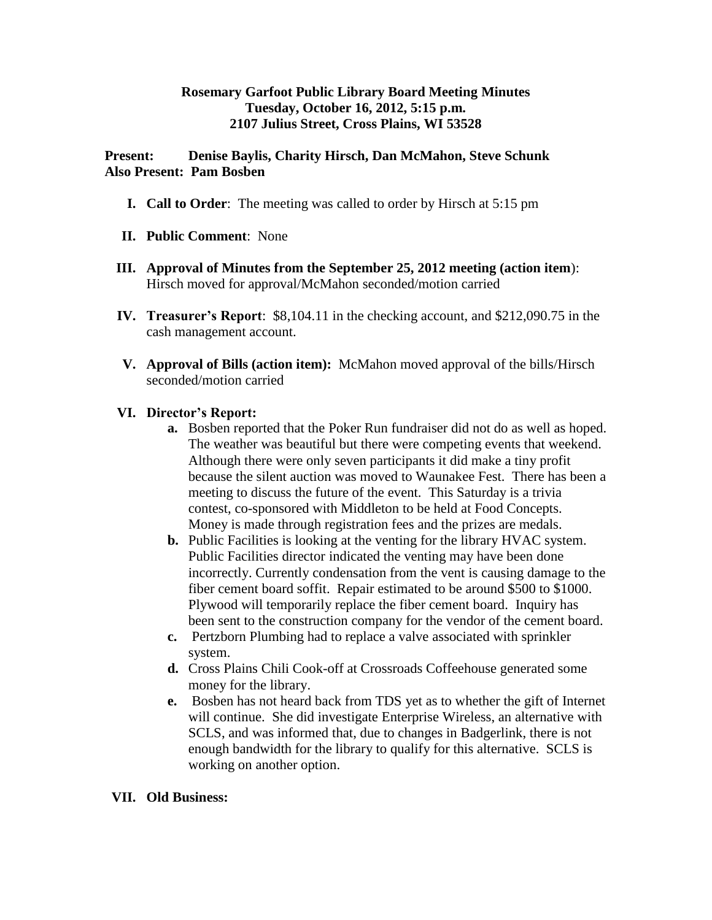**Rosemary Garfoot Public Library Board Meeting Minutes**
**Tuesday, October 16, 2012, 5:15 p.m.**
**2107 Julius Street, Cross Plains, WI 53528**

**Present: Denise Baylis, Charity Hirsch, Dan McMahon, Steve Schunk**
**Also Present: Pam Bosben**

I. **Call to Order**: The meeting was called to order by Hirsch at 5:15 pm

II. **Public Comment**: None

III. **Approval of Minutes from the September 25, 2012 meeting (action item**): Hirsch moved for approval/McMahon seconded/motion carried

IV. **Treasurer's Report**: $8,104.11 in the checking account, and $212,090.75 in the cash management account.

V. **Approval of Bills (action item):** McMahon moved approval of the bills/Hirsch seconded/motion carried

VI. **Director's Report:**
   a. Bosben reported that the Poker Run fundraiser did not do as well as hoped. The weather was beautiful but there were competing events that weekend. Although there were only seven participants it did make a tiny profit because the silent auction was moved to Waunakee Fest. There has been a meeting to discuss the future of the event. This Saturday is a trivia contest, co-sponsored with Middleton to be held at Food Concepts. Money is made through registration fees and the prizes are medals.
   b. Public Facilities is looking at the venting for the library HVAC system. Public Facilities director indicated the venting may have been done incorrectly. Currently condensation from the vent is causing damage to the fiber cement board soffit. Repair estimated to be around $500 to $1000. Plywood will temporarily replace the fiber cement board. Inquiry has been sent to the construction company for the vendor of the cement board.
   c. Pertzborn Plumbing had to replace a valve associated with sprinkler system.
   d. Cross Plains Chili Cook-off at Crossroads Coffeehouse generated some money for the library.
   e. Bosben has not heard back from TDS yet as to whether the gift of Internet will continue. She did investigate Enterprise Wireless, an alternative with SCLS, and was informed that, due to changes in Badgerlink, there is not enough bandwidth for the library to qualify for this alternative. SCLS is working on another option.

VII. **Old Business:**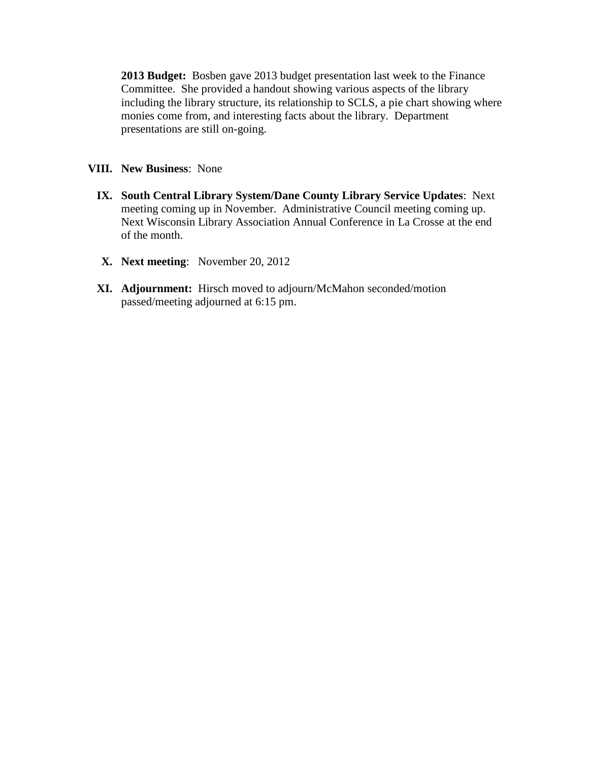**2013 Budget:** Bosben gave 2013 budget presentation last week to the Finance Committee. She provided a handout showing various aspects of the library including the library structure, its relationship to SCLS, a pie chart showing where monies come from, and interesting facts about the library. Department presentations are still on-going.

VIII. **New Business**: None

IX. **South Central Library System/Dane County Library Service Updates**: Next meeting coming up in November. Administrative Council meeting coming up. Next Wisconsin Library Association Annual Conference in La Crosse at the end of the month.

X. **Next meeting**: November 20, 2012

XI. **Adjournment:** Hirsch moved to adjourn/McMahon seconded/motion passed/meeting adjourned at 6:15 pm.